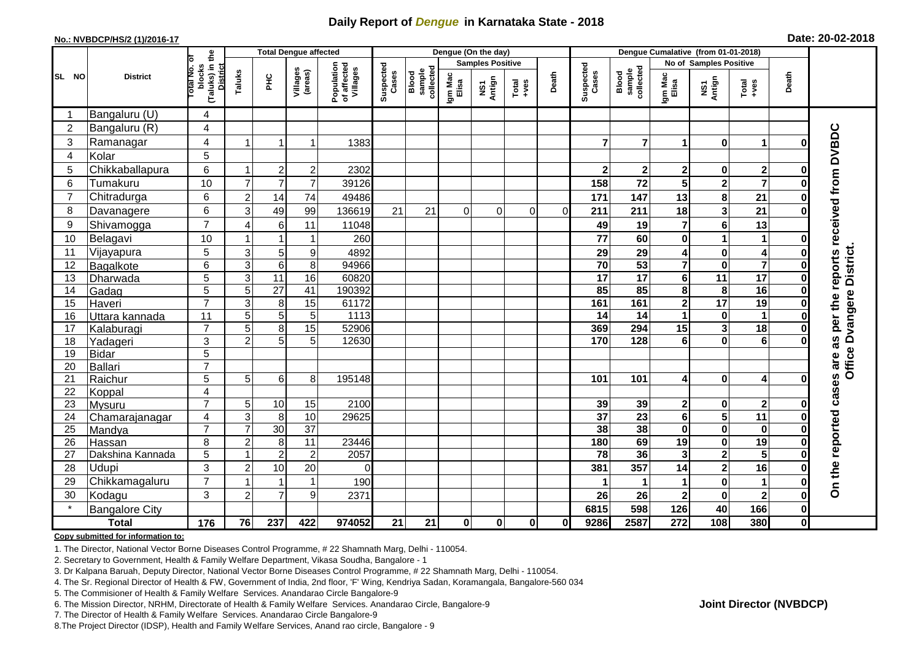# Daily Report of *Dengue* in Karnataka State - 2018

**No.: NVBDCP/HS/2 (1)/2016-17**

**Date: 20-02-2018**

| SL NO | District | Total No. of blocks (Taluks) in the District | Total Dengue affected | | | | Dengue (On the day) | | | | | | | Dengue Cumalative (from 01-01-2018) | | | | | | | |
|---|---|---|---|---|---|---|---|---|---|---|---|---|---|---|---|---|---|---|---|---|
| | | | Taluks | PHC | Villages (areas) | Population of affected Villages | Suspected Cases | Blood sample collected | Samples Positive | | | Death | Suspected Cases | Blood sample collected | No of Samples Positive | | | Death | |
| | | | | | | | | | Igm Mac Elisa | NS1 Antign | Total +ves | | | | Igm Mac Elisa | NS1 Antign | Total +ves | | |
| 1 | Bangaluru (U) | 4 | | | | | | | | | | | | | | | | | On the reported cases are as per the reports received from DVBDC Office Dvangere District. |
| 2 | Bangaluru (R) | 4 | | | | | | | | | | | | | | | | | |
| 3 | Ramanagar | 4 | 1 | 1 | 1 | 1383 | | | | | | | 7 | 7 | 1 | 0 | 1 | 0 | |
| 4 | Kolar | 5 | | | | | | | | | | | | | | | | | |
| 5 | Chikkaballapura | 6 | 1 | 2 | 2 | 2302 | | | | | | | 2 | 2 | 2 | 0 | 2 | 0 | |
| 6 | Tumakuru | 10 | 7 | 7 | 7 | 39126 | | | | | | | 158 | 72 | 5 | 2 | 7 | 0 | |
| 7 | Chitradurga | 6 | 2 | 14 | 74 | 49486 | | | | | | | 171 | 147 | 13 | 8 | 21 | 0 | |
| 8 | Davanagere | 6 | 3 | 49 | 99 | 136619 | 21 | 21 | 0 | 0 | 0 | 0 | 211 | 211 | 18 | 3 | 21 | 0 | |
| 9 | Shivamogga | 7 | 4 | 6 | 11 | 11048 | | | | | | | 49 | 19 | 7 | 6 | 13 | | |
| 10 | Belagavi | 10 | 1 | 1 | 1 | 260 | | | | | | | 77 | 60 | 0 | 1 | 1 | 0 | |
| 11 | Vijayapura | 5 | 3 | 5 | 9 | 4892 | | | | | | | 29 | 29 | 4 | 0 | 4 | 0 | |
| 12 | Bagalkote | 6 | 3 | 6 | 8 | 94966 | | | | | | | 70 | 53 | 7 | 0 | 7 | 0 | |
| 13 | Dharwada | 5 | 3 | 11 | 16 | 60820 | | | | | | | 17 | 17 | 6 | 11 | 17 | 0 | |
| 14 | Gadag | 5 | 5 | 27 | 41 | 190392 | | | | | | | 85 | 85 | 8 | 8 | 16 | 0 | |
| 15 | Haveri | 7 | 3 | 8 | 15 | 61172 | | | | | | | 161 | 161 | 2 | 17 | 19 | 0 | |
| 16 | Uttara kannada | 11 | 5 | 5 | 5 | 1113 | | | | | | | 14 | 14 | 1 | 0 | 1 | 0 | |
| 17 | Kalaburagi | 7 | 5 | 8 | 15 | 52906 | | | | | | | 369 | 294 | 15 | 3 | 18 | 0 | |
| 18 | Yadageri | 3 | 2 | 5 | 5 | 12630 | | | | | | | 170 | 128 | 6 | 0 | 6 | 0 | |
| 19 | Bidar | 5 | | | | | | | | | | | | | | | | | |
| 20 | Ballari | 7 | | | | | | | | | | | | | | | | | |
| 21 | Raichur | 5 | 5 | 6 | 8 | 195148 | | | | | | | 101 | 101 | 4 | 0 | 4 | 0 | |
| 22 | Koppal | 4 | | | | | | | | | | | | | | | | | |
| 23 | Mysuru | 7 | 5 | 10 | 15 | 2100 | | | | | | | 39 | 39 | 2 | 0 | 2 | 0 | |
| 24 | Chamarajanagar | 4 | 3 | 8 | 10 | 29625 | | | | | | | 37 | 23 | 6 | 5 | 11 | 0 | |
| 25 | Mandya | 7 | 7 | 30 | 37 | | | | | | | | 38 | 38 | 0 | 0 | 0 | 0 | |
| 26 | Hassan | 8 | 2 | 8 | 11 | 23446 | | | | | | | 180 | 69 | 19 | 0 | 19 | 0 | |
| 27 | Dakshina Kannada | 5 | 1 | 2 | 2 | 2057 | | | | | | | 78 | 36 | 3 | 2 | 5 | 0 | |
| 28 | Udupi | 3 | 2 | 10 | 20 | 0 | | | | | | | 381 | 357 | 14 | 2 | 16 | 0 | |
| 29 | Chikkamagaluru | 7 | 1 | 1 | 1 | 190 | | | | | | | 1 | 1 | 1 | 0 | 1 | 0 | |
| 30 | Kodagu | 3 | 2 | 7 | 9 | 2371 | | | | | | | 26 | 26 | 2 | 0 | 2 | 0 | |
| * | Bangalore City | | | | | | | | | | | | 6815 | 598 | 126 | 40 | 166 | 0 | |
| | **Total** | **176** | **76** | **237** | **422** | **974052** | **21** | **21** | **0** | **0** | **0** | **0** | **9286** | **2587** | **272** | **108** | **380** | **0** | |

**Copy submitted for information to:**

1. The Director, National Vector Borne Diseases Control Programme, # 22 Shamnath Marg, Delhi - 110054.
2. Secretary to Government, Health & Family Welfare Department, Vikasa Soudha, Bangalore - 1
3. Dr Kalpana Baruah, Deputy Director, National Vector Borne Diseases Control Programme, # 22 Shamnath Marg, Delhi - 110054.
4. The Sr. Regional Director of Health & FW, Government of India, 2nd floor, 'F' Wing, Kendriya Sadan, Koramangala, Bangalore-560 034
5. The Commisioner of Health & Family Welfare Services. Anandarao Circle Bangalore-9
6. The Mission Director, NRHM, Directorate of Health & Family Welfare Services. Anandarao Circle, Bangalore-9
7. The Director of Health & Family Welfare Services. Anandarao Circle Bangalore-9
8. The Project Director (IDSP), Health and Family Welfare Services, Anand rao circle, Bangalore - 9

**Joint Director (NVBDCP)**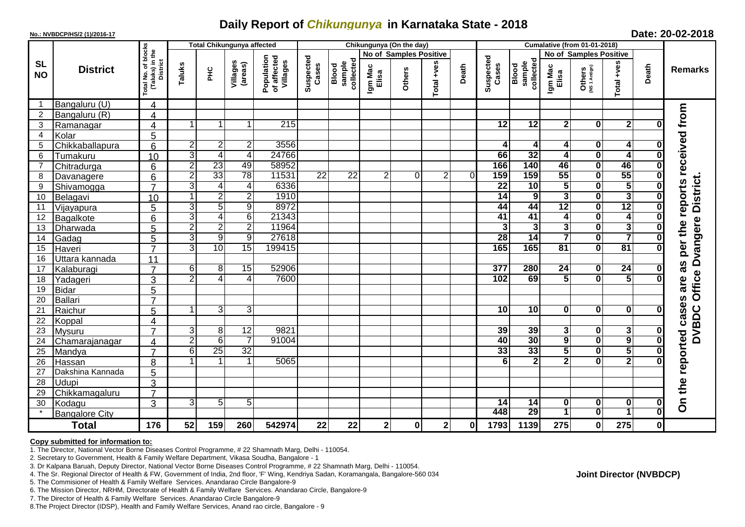# Daily Report of *Chikungunya* in Karnataka State - 2018

**No.: NVBDCP/HS/2 (1)/2016-17**

**Date: 20-02-2018**

| SL NO | District | Total No. of blocks (Taluks) in the District | Total Chikungunya affected | | | | Chikungunya (On the day) | | | | | | | Cumalative (from 01-01-2018) | | | | | | | Remarks |
|---|---|---|---|---|---|---|---|---|---|---|---|---|---|---|---|---|---|---|---|---|---|
| | | | Taluks | PHC | Villages (areas) | Population of affected Villages | Suspected Cases | Blood sample collected | No of Samples Positive | | | Death | Suspected Cases | Blood sample collected | No of Samples Positive | | | Death | |
| | | | | | | | | | Igm Mac Elisa | Others | Total +ves | | | | Igm Mac Elisa | Others (NS 1 Antign) | Total +ves | | |
| 1 | Bangaluru (U) | 4 | | | | | | | | | | | | | | | | | On the reported cases are as per the reports received from DVBDC Office Dvangere District. |
| 2 | Bangaluru (R) | 4 | | | | | | | | | | | | | | | | | |
| 3 | Ramanagar | 4 | 1 | 1 | 1 | 215 | | | | | | | 12 | 12 | 2 | 0 | 2 | 0 | |
| 4 | Kolar | 5 | | | | | | | | | | | | | | | | | |
| 5 | Chikkaballapura | 6 | 2 | 2 | 2 | 3556 | | | | | | | 4 | 4 | 4 | 0 | 4 | 0 | |
| 6 | Tumakuru | 10 | 3 | 4 | 4 | 24766 | | | | | | | 66 | 32 | 4 | 0 | 4 | 0 | |
| 7 | Chitradurga | 6 | 2 | 23 | 49 | 58952 | | | | | | | 166 | 140 | 46 | 0 | 46 | 0 | |
| 8 | Davanagere | 6 | 2 | 33 | 78 | 11531 | 22 | 22 | 2 | 0 | 2 | 0 | 159 | 159 | 55 | 0 | 55 | 0 | |
| 9 | Shivamogga | 7 | 3 | 4 | 4 | 6336 | | | | | | | 22 | 10 | 5 | 0 | 5 | 0 | |
| 10 | Belagavi | 10 | 1 | 2 | 2 | 1910 | | | | | | | 14 | 9 | 3 | 0 | 3 | 0 | |
| 11 | Vijayapura | 5 | 3 | 5 | 9 | 8972 | | | | | | | 44 | 44 | 12 | 0 | 12 | 0 | |
| 12 | Bagalkote | 6 | 3 | 4 | 6 | 21343 | | | | | | | 41 | 41 | 4 | 0 | 4 | 0 | |
| 13 | Dharwada | 5 | 2 | 2 | 2 | 11964 | | | | | | | 3 | 3 | 3 | 0 | 3 | 0 | |
| 14 | Gadag | 5 | 3 | 9 | 9 | 27618 | | | | | | | 28 | 14 | 7 | 0 | 7 | 0 | |
| 15 | Haveri | 7 | 3 | 10 | 15 | 199415 | | | | | | | 165 | 165 | 81 | 0 | 81 | 0 | |
| 16 | Uttara kannada | 11 | | | | | | | | | | | | | | | | | |
| 17 | Kalaburagi | 7 | 6 | 8 | 15 | 52906 | | | | | | | 377 | 280 | 24 | 0 | 24 | 0 | |
| 18 | Yadageri | 3 | 2 | 4 | 4 | 7600 | | | | | | | 102 | 69 | 5 | 0 | 5 | 0 | |
| 19 | Bidar | 5 | | | | | | | | | | | | | | | | | |
| 20 | Ballari | 7 | | | | | | | | | | | | | | | | | |
| 21 | Raichur | 5 | 1 | 3 | 3 | | | | | | | | 10 | 10 | 0 | 0 | 0 | 0 | |
| 22 | Koppal | 4 | | | | | | | | | | | | | | | | | |
| 23 | Mysuru | 7 | 3 | 8 | 12 | 9821 | | | | | | | 39 | 39 | 3 | 0 | 3 | 0 | |
| 24 | Chamarajanagar | 4 | 2 | 6 | 7 | 91004 | | | | | | | 40 | 30 | 9 | 0 | 9 | 0 | |
| 25 | Mandya | 7 | 6 | 25 | 32 | | | | | | | | 33 | 33 | 5 | 0 | 5 | 0 | |
| 26 | Hassan | 8 | 1 | 1 | 1 | 5065 | | | | | | | 6 | 2 | 2 | 0 | 2 | 0 | |
| 27 | Dakshina Kannada | 5 | | | | | | | | | | | | | | | | | |
| 28 | Udupi | 3 | | | | | | | | | | | | | | | | | |
| 29 | Chikkamagaluru | 7 | | | | | | | | | | | | | | | | | |
| 30 | Kodagu | 3 | 3 | 5 | 5 | | | | | | | | 14 | 14 | 0 | 0 | 0 | 0 | |
| * | Bangalore City | | | | | | | | | | | | 448 | 29 | 1 | 0 | 1 | 0 | |
| **Total** | | **176** | **52** | **159** | **260** | **542974** | **22** | **22** | **2** | **0** | **2** | **0** | **1793** | **1139** | **275** | **0** | **275** | **0** | |

**Copy submitted for information to:**

1. The Director, National Vector Borne Diseases Control Programme, # 22 Shamnath Marg, Delhi - 110054.
2. Secretary to Government, Health & Family Welfare Department, Vikasa Soudha, Bangalore - 1
3. Dr Kalpana Baruah, Deputy Director, National Vector Borne Diseases Control Programme, # 22 Shamnath Marg, Delhi - 110054.
4. The Sr. Regional Director of Health & FW, Government of India, 2nd floor, 'F' Wing, Kendriya Sadan, Koramangala, Bangalore-560 034
5. The Commisioner of Health & Family Welfare Services. Anandarao Circle Bangalore-9
6. The Mission Director, NRHM, Directorate of Health & Family Welfare Services. Anandarao Circle, Bangalore-9
7. The Director of Health & Family Welfare Services. Anandarao Circle Bangalore-9
8. The Project Director (IDSP), Health and Family Welfare Services, Anand rao circle, Bangalore - 9

**Joint Director (NVBDCP)**